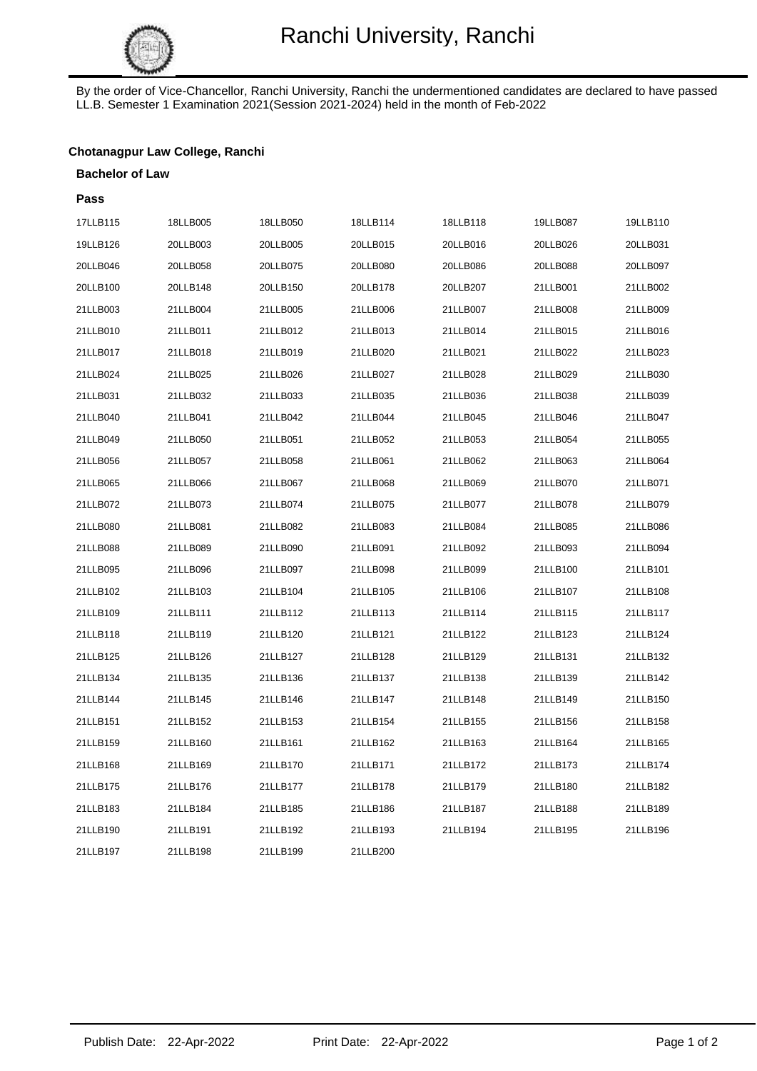# Ranchi University, Ranchi

By the order of Vice-Chancellor, Ranchi University, Ranchi the undermentioned candidates are declared to have passed LL.B. Semester 1 Examination 2021(Session 2021-2024) held in the month of Feb-2022

**Chotanagpur Law College, Ranchi**

**Bachelor of Law**

**Pass**

| | | | | | | |
|---|---|---|---|---|---|---|
| 17LLB115 | 18LLB005 | 18LLB050 | 18LLB114 | 18LLB118 | 19LLB087 | 19LLB110 |
| 19LLB126 | 20LLB003 | 20LLB005 | 20LLB015 | 20LLB016 | 20LLB026 | 20LLB031 |
| 20LLB046 | 20LLB058 | 20LLB075 | 20LLB080 | 20LLB086 | 20LLB088 | 20LLB097 |
| 20LLB100 | 20LLB148 | 20LLB150 | 20LLB178 | 20LLB207 | 21LLB001 | 21LLB002 |
| 21LLB003 | 21LLB004 | 21LLB005 | 21LLB006 | 21LLB007 | 21LLB008 | 21LLB009 |
| 21LLB010 | 21LLB011 | 21LLB012 | 21LLB013 | 21LLB014 | 21LLB015 | 21LLB016 |
| 21LLB017 | 21LLB018 | 21LLB019 | 21LLB020 | 21LLB021 | 21LLB022 | 21LLB023 |
| 21LLB024 | 21LLB025 | 21LLB026 | 21LLB027 | 21LLB028 | 21LLB029 | 21LLB030 |
| 21LLB031 | 21LLB032 | 21LLB033 | 21LLB035 | 21LLB036 | 21LLB038 | 21LLB039 |
| 21LLB040 | 21LLB041 | 21LLB042 | 21LLB044 | 21LLB045 | 21LLB046 | 21LLB047 |
| 21LLB049 | 21LLB050 | 21LLB051 | 21LLB052 | 21LLB053 | 21LLB054 | 21LLB055 |
| 21LLB056 | 21LLB057 | 21LLB058 | 21LLB061 | 21LLB062 | 21LLB063 | 21LLB064 |
| 21LLB065 | 21LLB066 | 21LLB067 | 21LLB068 | 21LLB069 | 21LLB070 | 21LLB071 |
| 21LLB072 | 21LLB073 | 21LLB074 | 21LLB075 | 21LLB077 | 21LLB078 | 21LLB079 |
| 21LLB080 | 21LLB081 | 21LLB082 | 21LLB083 | 21LLB084 | 21LLB085 | 21LLB086 |
| 21LLB088 | 21LLB089 | 21LLB090 | 21LLB091 | 21LLB092 | 21LLB093 | 21LLB094 |
| 21LLB095 | 21LLB096 | 21LLB097 | 21LLB098 | 21LLB099 | 21LLB100 | 21LLB101 |
| 21LLB102 | 21LLB103 | 21LLB104 | 21LLB105 | 21LLB106 | 21LLB107 | 21LLB108 |
| 21LLB109 | 21LLB111 | 21LLB112 | 21LLB113 | 21LLB114 | 21LLB115 | 21LLB117 |
| 21LLB118 | 21LLB119 | 21LLB120 | 21LLB121 | 21LLB122 | 21LLB123 | 21LLB124 |
| 21LLB125 | 21LLB126 | 21LLB127 | 21LLB128 | 21LLB129 | 21LLB131 | 21LLB132 |
| 21LLB134 | 21LLB135 | 21LLB136 | 21LLB137 | 21LLB138 | 21LLB139 | 21LLB142 |
| 21LLB144 | 21LLB145 | 21LLB146 | 21LLB147 | 21LLB148 | 21LLB149 | 21LLB150 |
| 21LLB151 | 21LLB152 | 21LLB153 | 21LLB154 | 21LLB155 | 21LLB156 | 21LLB158 |
| 21LLB159 | 21LLB160 | 21LLB161 | 21LLB162 | 21LLB163 | 21LLB164 | 21LLB165 |
| 21LLB168 | 21LLB169 | 21LLB170 | 21LLB171 | 21LLB172 | 21LLB173 | 21LLB174 |
| 21LLB175 | 21LLB176 | 21LLB177 | 21LLB178 | 21LLB179 | 21LLB180 | 21LLB182 |
| 21LLB183 | 21LLB184 | 21LLB185 | 21LLB186 | 21LLB187 | 21LLB188 | 21LLB189 |
| 21LLB190 | 21LLB191 | 21LLB192 | 21LLB193 | 21LLB194 | 21LLB195 | 21LLB196 |
| 21LLB197 | 21LLB198 | 21LLB199 | 21LLB200 | | | |

Publish Date: 22-Apr-2022 Print Date: 22-Apr-2022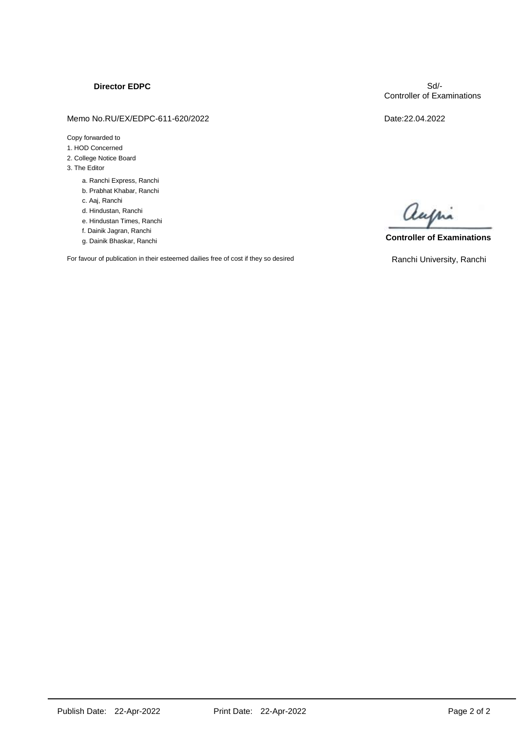**Director EDPC**

Sd/-
Controller of Examinations

Memo No.RU/EX/EDPC-611-620/2022

Date:22.04.2022

Copy forwarded to

1. HOD Concerned
2. College Notice Board
3. The Editor
   - a. Ranchi Express, Ranchi
   - b. Prabhat Khabar, Ranchi
   - c. Aaj, Ranchi
   - d. Hindustan, Ranchi
   - e. Hindustan Times, Ranchi
   - f. Dainik Jagran, Ranchi
   - g. Dainik Bhaskar, Ranchi

For favour of publication in their esteemed dailies free of cost if they so desired

**Controller of Examinations**

Ranchi University, Ranchi

Publish Date: 22-Apr-2022 Print Date: 22-Apr-2022